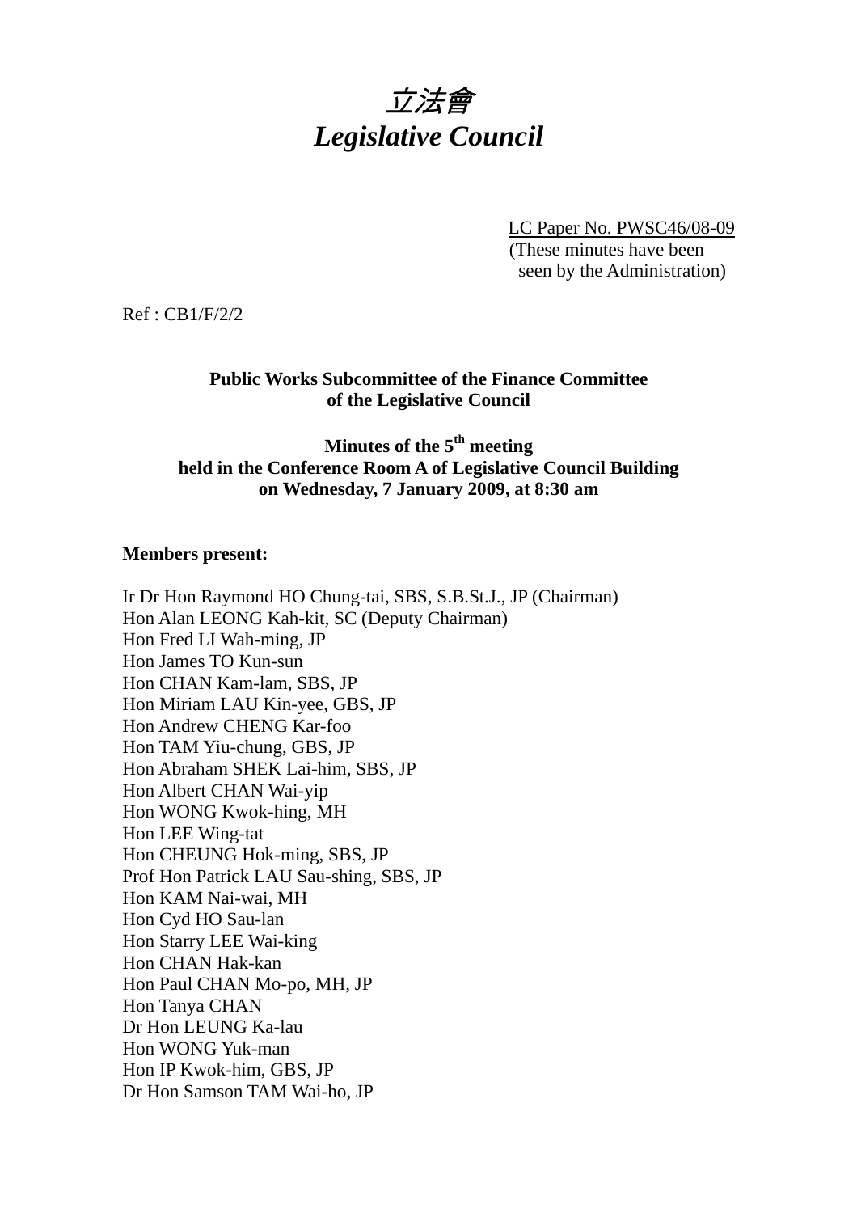# *立法會*
# *Legislative Council*

LC Paper No. PWSC46/08-09
(These minutes have been seen by the Administration)

Ref : CB1/F/2/2

**Public Works Subcommittee of the Finance Committee of the Legislative Council**

**Minutes of the 5th meeting held in the Conference Room A of Legislative Council Building on Wednesday, 7 January 2009, at 8:30 am**

**Members present:**

Ir Dr Hon Raymond HO Chung-tai, SBS, S.B.St.J., JP (Chairman)
Hon Alan LEONG Kah-kit, SC (Deputy Chairman)
Hon Fred LI Wah-ming, JP
Hon James TO Kun-sun
Hon CHAN Kam-lam, SBS, JP
Hon Miriam LAU Kin-yee, GBS, JP
Hon Andrew CHENG Kar-foo
Hon TAM Yiu-chung, GBS, JP
Hon Abraham SHEK Lai-him, SBS, JP
Hon Albert CHAN Wai-yip
Hon WONG Kwok-hing, MH
Hon LEE Wing-tat
Hon CHEUNG Hok-ming, SBS, JP
Prof Hon Patrick LAU Sau-shing, SBS, JP
Hon KAM Nai-wai, MH
Hon Cyd HO Sau-lan
Hon Starry LEE Wai-king
Hon CHAN Hak-kan
Hon Paul CHAN Mo-po, MH, JP
Hon Tanya CHAN
Dr Hon LEUNG Ka-lau
Hon WONG Yuk-man
Hon IP Kwok-him, GBS, JP
Dr Hon Samson TAM Wai-ho, JP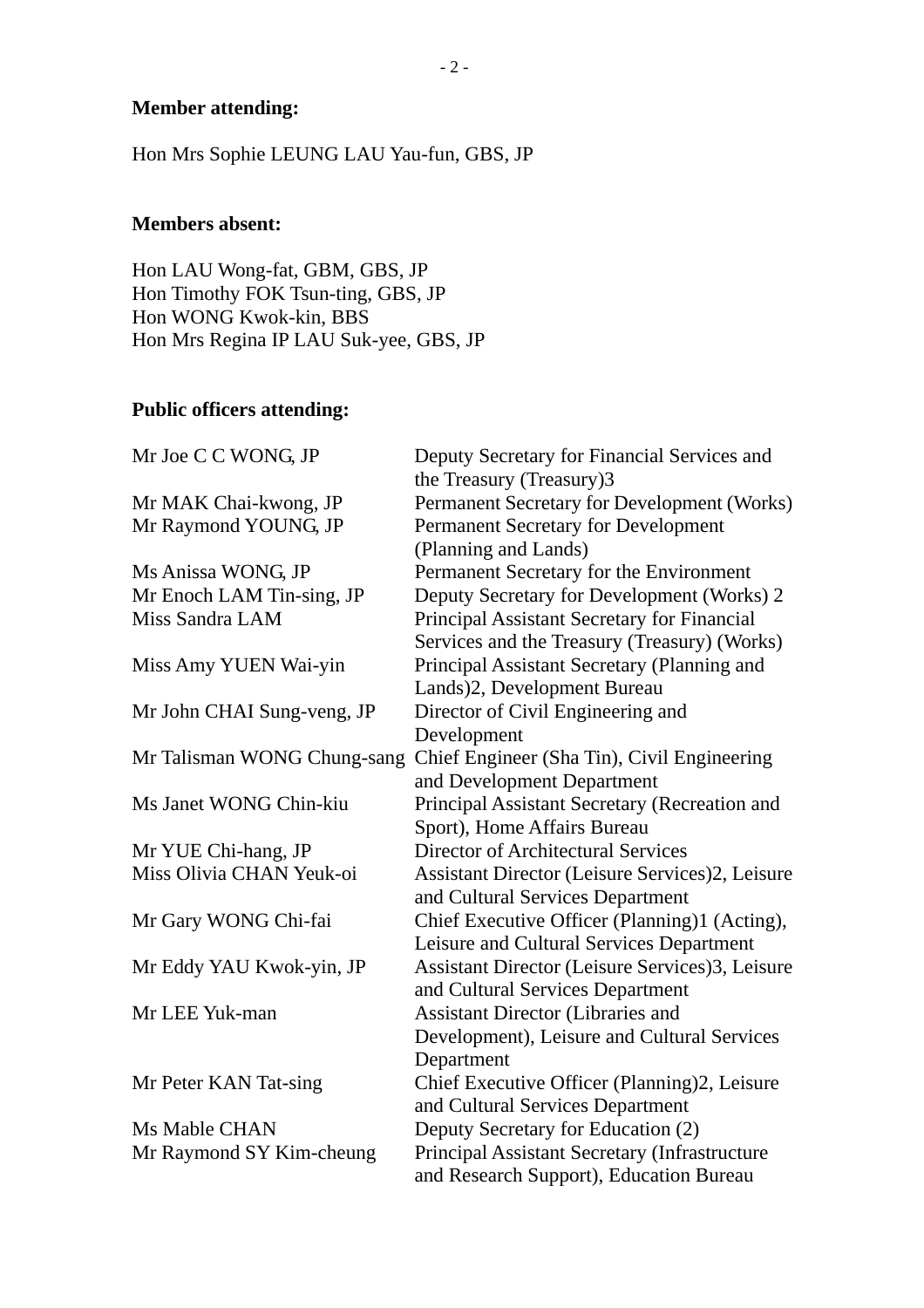**Member attending:**

Hon Mrs Sophie LEUNG LAU Yau-fun, GBS, JP

**Members absent:**

Hon LAU Wong-fat, GBM, GBS, JP
Hon Timothy FOK Tsun-ting, GBS, JP
Hon WONG Kwok-kin, BBS
Hon Mrs Regina IP LAU Suk-yee, GBS, JP

**Public officers attending:**

| | |
|---|---|
| Mr Joe C C WONG, JP | Deputy Secretary for Financial Services and the Treasury (Treasury)3 |
| Mr MAK Chai-kwong, JP | Permanent Secretary for Development (Works) |
| Mr Raymond YOUNG, JP | Permanent Secretary for Development (Planning and Lands) |
| Ms Anissa WONG, JP | Permanent Secretary for the Environment |
| Mr Enoch LAM Tin-sing, JP | Deputy Secretary for Development (Works) 2 |
| Miss Sandra LAM | Principal Assistant Secretary for Financial Services and the Treasury (Treasury) (Works) |
| Miss Amy YUEN Wai-yin | Principal Assistant Secretary (Planning and Lands)2, Development Bureau |
| Mr John CHAI Sung-veng, JP | Director of Civil Engineering and Development |
| Mr Talisman WONG Chung-sang | Chief Engineer (Sha Tin), Civil Engineering and Development Department |
| Ms Janet WONG Chin-kiu | Principal Assistant Secretary (Recreation and Sport), Home Affairs Bureau |
| Mr YUE Chi-hang, JP | Director of Architectural Services |
| Miss Olivia CHAN Yeuk-oi | Assistant Director (Leisure Services)2, Leisure and Cultural Services Department |
| Mr Gary WONG Chi-fai | Chief Executive Officer (Planning)1 (Acting), Leisure and Cultural Services Department |
| Mr Eddy YAU Kwok-yin, JP | Assistant Director (Leisure Services)3, Leisure and Cultural Services Department |
| Mr LEE Yuk-man | Assistant Director (Libraries and Development), Leisure and Cultural Services Department |
| Mr Peter KAN Tat-sing | Chief Executive Officer (Planning)2, Leisure and Cultural Services Department |
| Ms Mable CHAN | Deputy Secretary for Education (2) |
| Mr Raymond SY Kim-cheung | Principal Assistant Secretary (Infrastructure and Research Support), Education Bureau |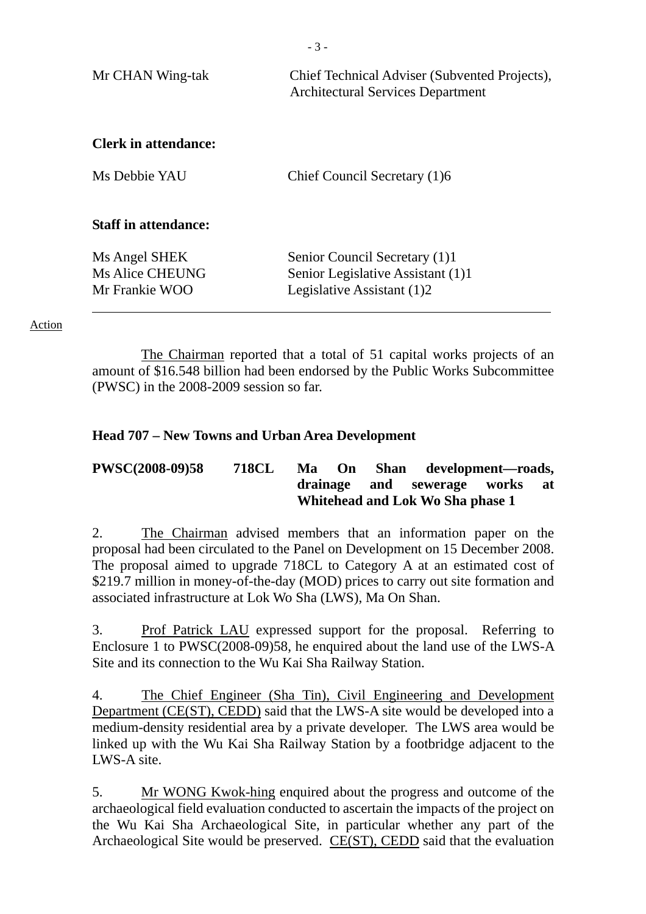| | |
|---|---|
| Mr CHAN Wing-tak | Chief Technical Adviser (Subvented Projects), Architectural Services Department |

**Clerk in attendance:**

| | |
|---|---|
| Ms Debbie YAU | Chief Council Secretary (1)6 |

**Staff in attendance:**

| | |
|---|---|
| Ms Angel SHEK | Senior Council Secretary (1)1 |
| Ms Alice CHEUNG | Senior Legislative Assistant (1)1 |
| Mr Frankie WOO | Legislative Assistant (1)2 |

---

Action

The Chairman reported that a total of 51 capital works projects of an amount of $16.548 billion had been endorsed by the Public Works Subcommittee (PWSC) in the 2008-2009 session so far.

**Head 707 – New Towns and Urban Area Development**

**PWSC(2008-09)58 718CL Ma On Shan development—roads, drainage and sewerage works at Whitehead and Lok Wo Sha phase 1**

2. The Chairman advised members that an information paper on the proposal had been circulated to the Panel on Development on 15 December 2008. The proposal aimed to upgrade 718CL to Category A at an estimated cost of $219.7 million in money-of-the-day (MOD) prices to carry out site formation and associated infrastructure at Lok Wo Sha (LWS), Ma On Shan.

3. Prof Patrick LAU expressed support for the proposal. Referring to Enclosure 1 to PWSC(2008-09)58, he enquired about the land use of the LWS-A Site and its connection to the Wu Kai Sha Railway Station.

4. The Chief Engineer (Sha Tin), Civil Engineering and Development Department (CE(ST), CEDD) said that the LWS-A site would be developed into a medium-density residential area by a private developer. The LWS area would be linked up with the Wu Kai Sha Railway Station by a footbridge adjacent to the LWS-A site.

5. Mr WONG Kwok-hing enquired about the progress and outcome of the archaeological field evaluation conducted to ascertain the impacts of the project on the Wu Kai Sha Archaeological Site, in particular whether any part of the Archaeological Site would be preserved. CE(ST), CEDD said that the evaluation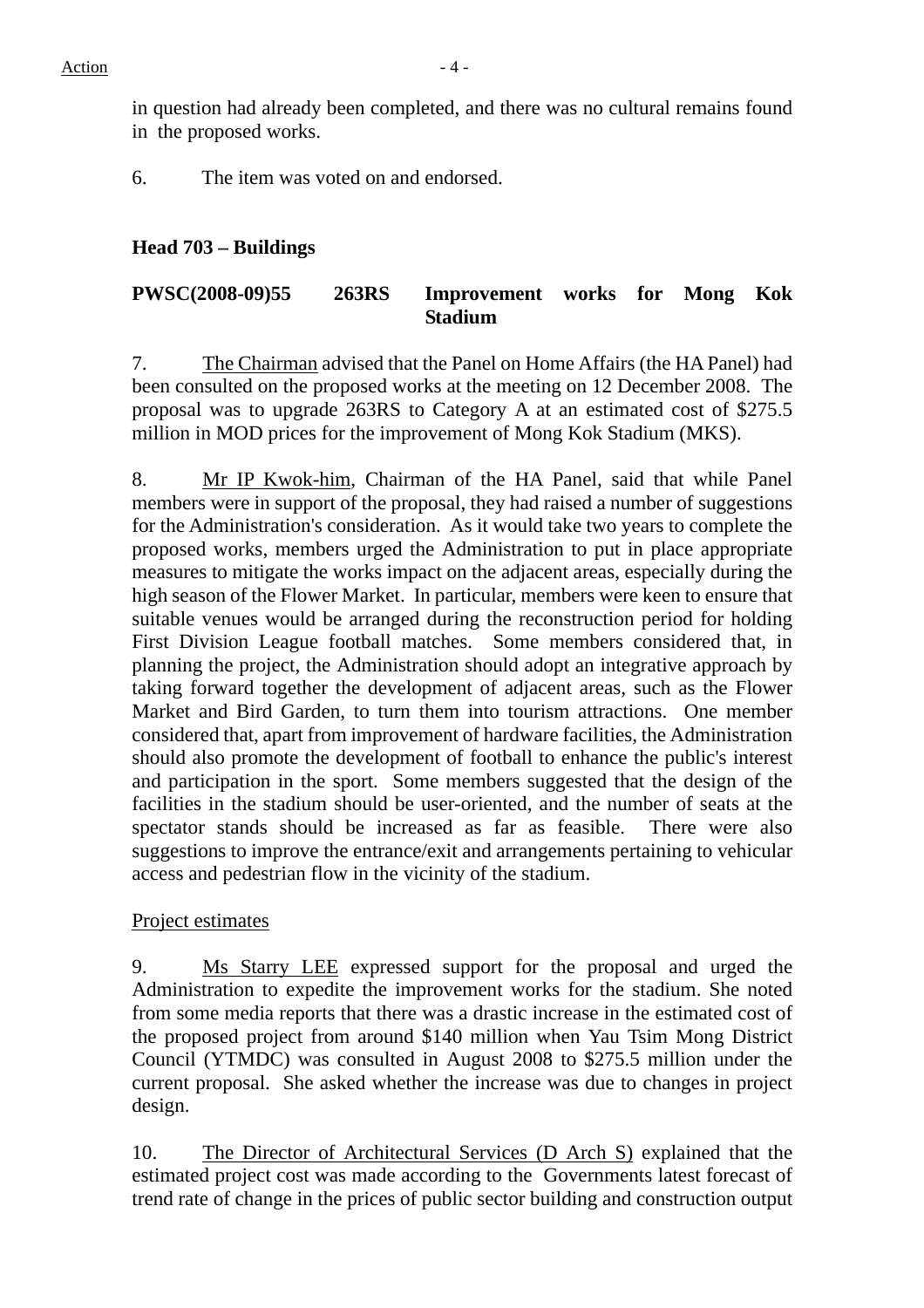in question had already been completed, and there was no cultural remains found in the proposed works.

6. The item was voted on and endorsed.

**Head 703 – Buildings**

**PWSC(2008-09)55 263RS Improvement works for Mong Kok Stadium**

7. The Chairman advised that the Panel on Home Affairs (the HA Panel) had been consulted on the proposed works at the meeting on 12 December 2008. The proposal was to upgrade 263RS to Category A at an estimated cost of $275.5 million in MOD prices for the improvement of Mong Kok Stadium (MKS).

8. Mr IP Kwok-him, Chairman of the HA Panel, said that while Panel members were in support of the proposal, they had raised a number of suggestions for the Administration's consideration. As it would take two years to complete the proposed works, members urged the Administration to put in place appropriate measures to mitigate the works impact on the adjacent areas, especially during the high season of the Flower Market. In particular, members were keen to ensure that suitable venues would be arranged during the reconstruction period for holding First Division League football matches. Some members considered that, in planning the project, the Administration should adopt an integrative approach by taking forward together the development of adjacent areas, such as the Flower Market and Bird Garden, to turn them into tourism attractions. One member considered that, apart from improvement of hardware facilities, the Administration should also promote the development of football to enhance the public's interest and participation in the sport. Some members suggested that the design of the facilities in the stadium should be user-oriented, and the number of seats at the spectator stands should be increased as far as feasible. There were also suggestions to improve the entrance/exit and arrangements pertaining to vehicular access and pedestrian flow in the vicinity of the stadium.

Project estimates

9. Ms Starry LEE expressed support for the proposal and urged the Administration to expedite the improvement works for the stadium. She noted from some media reports that there was a drastic increase in the estimated cost of the proposed project from around $140 million when Yau Tsim Mong District Council (YTMDC) was consulted in August 2008 to $275.5 million under the current proposal. She asked whether the increase was due to changes in project design.

10. The Director of Architectural Services (D Arch S) explained that the estimated project cost was made according to the Governments latest forecast of trend rate of change in the prices of public sector building and construction output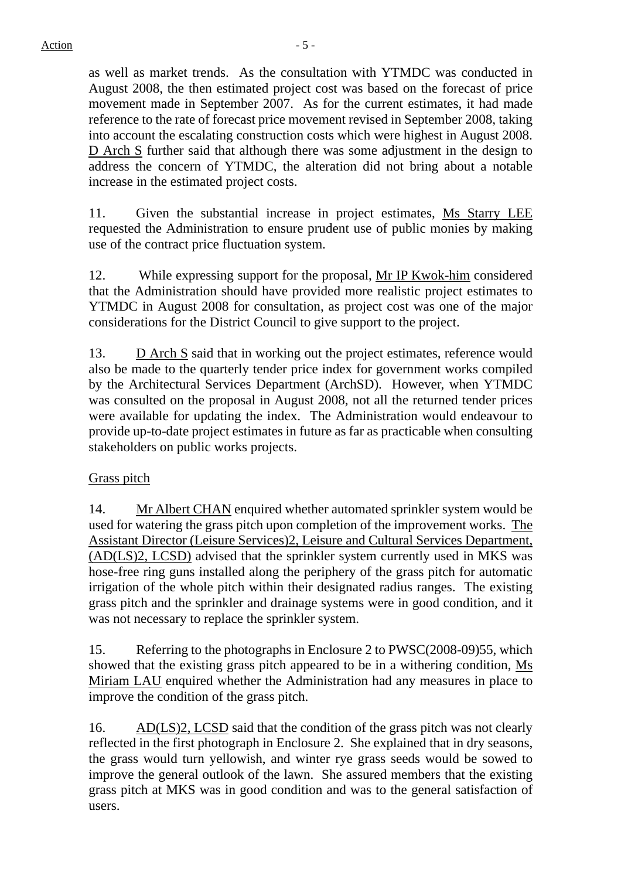as well as market trends. As the consultation with YTMDC was conducted in August 2008, the then estimated project cost was based on the forecast of price movement made in September 2007. As for the current estimates, it had made reference to the rate of forecast price movement revised in September 2008, taking into account the escalating construction costs which were highest in August 2008. D Arch S further said that although there was some adjustment in the design to address the concern of YTMDC, the alteration did not bring about a notable increase in the estimated project costs.

11. Given the substantial increase in project estimates, Ms Starry LEE requested the Administration to ensure prudent use of public monies by making use of the contract price fluctuation system.

12. While expressing support for the proposal, Mr IP Kwok-him considered that the Administration should have provided more realistic project estimates to YTMDC in August 2008 for consultation, as project cost was one of the major considerations for the District Council to give support to the project.

13. D Arch S said that in working out the project estimates, reference would also be made to the quarterly tender price index for government works compiled by the Architectural Services Department (ArchSD). However, when YTMDC was consulted on the proposal in August 2008, not all the returned tender prices were available for updating the index. The Administration would endeavour to provide up-to-date project estimates in future as far as practicable when consulting stakeholders on public works projects.

Grass pitch

14. Mr Albert CHAN enquired whether automated sprinkler system would be used for watering the grass pitch upon completion of the improvement works. The Assistant Director (Leisure Services)2, Leisure and Cultural Services Department, (AD(LS)2, LCSD) advised that the sprinkler system currently used in MKS was hose-free ring guns installed along the periphery of the grass pitch for automatic irrigation of the whole pitch within their designated radius ranges. The existing grass pitch and the sprinkler and drainage systems were in good condition, and it was not necessary to replace the sprinkler system.

15. Referring to the photographs in Enclosure 2 to PWSC(2008-09)55, which showed that the existing grass pitch appeared to be in a withering condition, Ms Miriam LAU enquired whether the Administration had any measures in place to improve the condition of the grass pitch.

16. AD(LS)2, LCSD said that the condition of the grass pitch was not clearly reflected in the first photograph in Enclosure 2. She explained that in dry seasons, the grass would turn yellowish, and winter rye grass seeds would be sowed to improve the general outlook of the lawn. She assured members that the existing grass pitch at MKS was in good condition and was to the general satisfaction of users.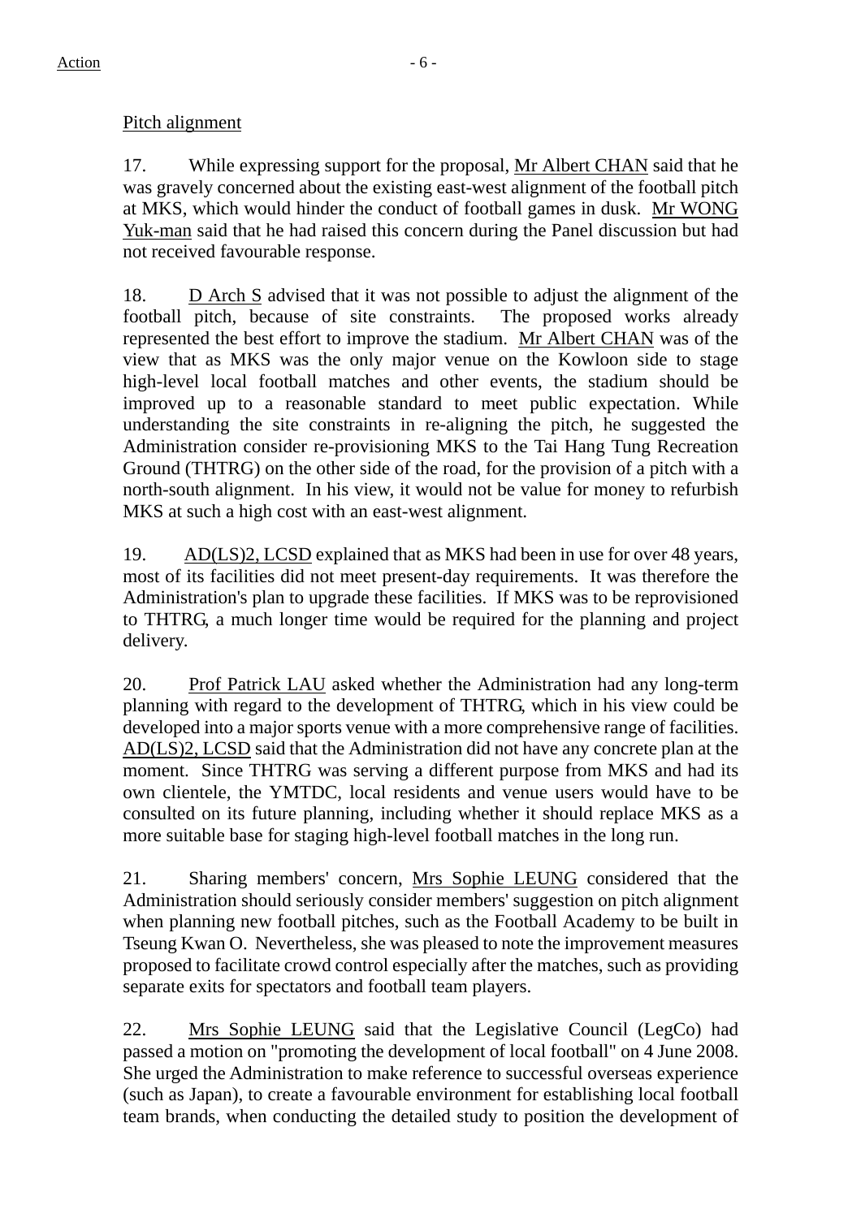Pitch alignment

17. While expressing support for the proposal, Mr Albert CHAN said that he was gravely concerned about the existing east-west alignment of the football pitch at MKS, which would hinder the conduct of football games in dusk. Mr WONG Yuk-man said that he had raised this concern during the Panel discussion but had not received favourable response.

18. D Arch S advised that it was not possible to adjust the alignment of the football pitch, because of site constraints. The proposed works already represented the best effort to improve the stadium. Mr Albert CHAN was of the view that as MKS was the only major venue on the Kowloon side to stage high-level local football matches and other events, the stadium should be improved up to a reasonable standard to meet public expectation. While understanding the site constraints in re-aligning the pitch, he suggested the Administration consider re-provisioning MKS to the Tai Hang Tung Recreation Ground (THTRG) on the other side of the road, for the provision of a pitch with a north-south alignment. In his view, it would not be value for money to refurbish MKS at such a high cost with an east-west alignment.

19. AD(LS)2, LCSD explained that as MKS had been in use for over 48 years, most of its facilities did not meet present-day requirements. It was therefore the Administration's plan to upgrade these facilities. If MKS was to be reprovisioned to THTRG, a much longer time would be required for the planning and project delivery.

20. Prof Patrick LAU asked whether the Administration had any long-term planning with regard to the development of THTRG, which in his view could be developed into a major sports venue with a more comprehensive range of facilities. AD(LS)2, LCSD said that the Administration did not have any concrete plan at the moment. Since THTRG was serving a different purpose from MKS and had its own clientele, the YMTDC, local residents and venue users would have to be consulted on its future planning, including whether it should replace MKS as a more suitable base for staging high-level football matches in the long run.

21. Sharing members' concern, Mrs Sophie LEUNG considered that the Administration should seriously consider members' suggestion on pitch alignment when planning new football pitches, such as the Football Academy to be built in Tseung Kwan O. Nevertheless, she was pleased to note the improvement measures proposed to facilitate crowd control especially after the matches, such as providing separate exits for spectators and football team players.

22. Mrs Sophie LEUNG said that the Legislative Council (LegCo) had passed a motion on "promoting the development of local football" on 4 June 2008. She urged the Administration to make reference to successful overseas experience (such as Japan), to create a favourable environment for establishing local football team brands, when conducting the detailed study to position the development of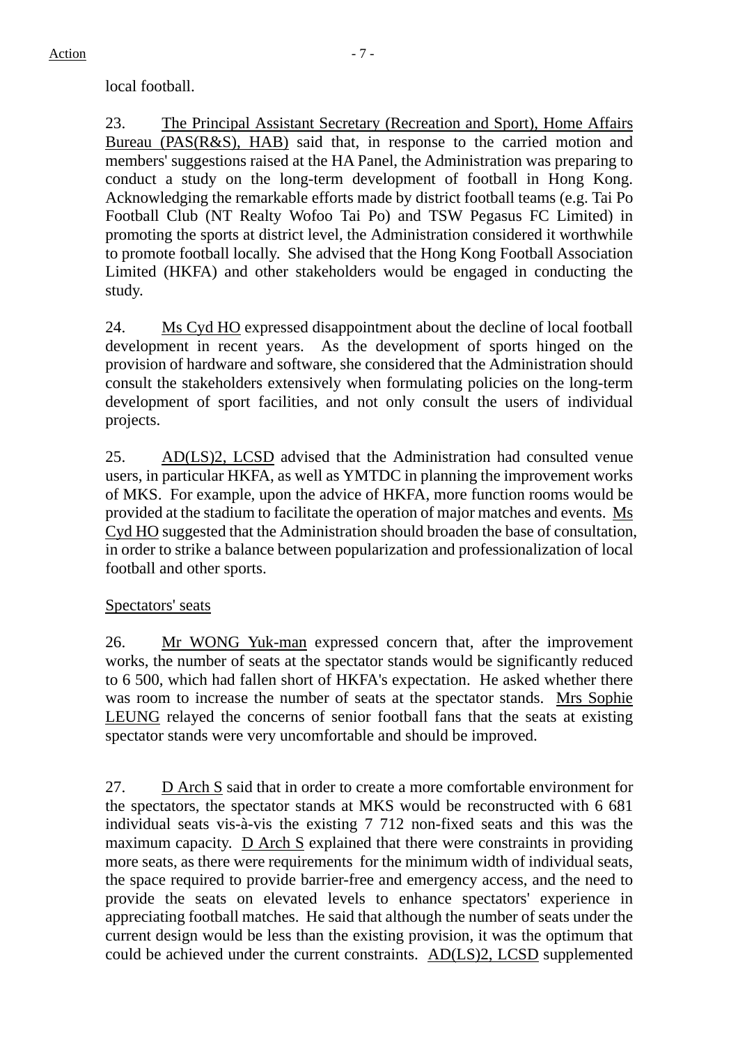local football.

23. The Principal Assistant Secretary (Recreation and Sport), Home Affairs Bureau (PAS(R&S), HAB) said that, in response to the carried motion and members' suggestions raised at the HA Panel, the Administration was preparing to conduct a study on the long-term development of football in Hong Kong. Acknowledging the remarkable efforts made by district football teams (e.g. Tai Po Football Club (NT Realty Wofoo Tai Po) and TSW Pegasus FC Limited) in promoting the sports at district level, the Administration considered it worthwhile to promote football locally. She advised that the Hong Kong Football Association Limited (HKFA) and other stakeholders would be engaged in conducting the study.

24. Ms Cyd HO expressed disappointment about the decline of local football development in recent years. As the development of sports hinged on the provision of hardware and software, she considered that the Administration should consult the stakeholders extensively when formulating policies on the long-term development of sport facilities, and not only consult the users of individual projects.

25. AD(LS)2, LCSD advised that the Administration had consulted venue users, in particular HKFA, as well as YMTDC in planning the improvement works of MKS. For example, upon the advice of HKFA, more function rooms would be provided at the stadium to facilitate the operation of major matches and events. Ms Cyd HO suggested that the Administration should broaden the base of consultation, in order to strike a balance between popularization and professionalization of local football and other sports.

Spectators' seats

26. Mr WONG Yuk-man expressed concern that, after the improvement works, the number of seats at the spectator stands would be significantly reduced to 6 500, which had fallen short of HKFA's expectation. He asked whether there was room to increase the number of seats at the spectator stands. Mrs Sophie LEUNG relayed the concerns of senior football fans that the seats at existing spectator stands were very uncomfortable and should be improved.

27. D Arch S said that in order to create a more comfortable environment for the spectators, the spectator stands at MKS would be reconstructed with 6 681 individual seats vis-à-vis the existing 7 712 non-fixed seats and this was the maximum capacity. D Arch S explained that there were constraints in providing more seats, as there were requirements for the minimum width of individual seats, the space required to provide barrier-free and emergency access, and the need to provide the seats on elevated levels to enhance spectators' experience in appreciating football matches. He said that although the number of seats under the current design would be less than the existing provision, it was the optimum that could be achieved under the current constraints. AD(LS)2, LCSD supplemented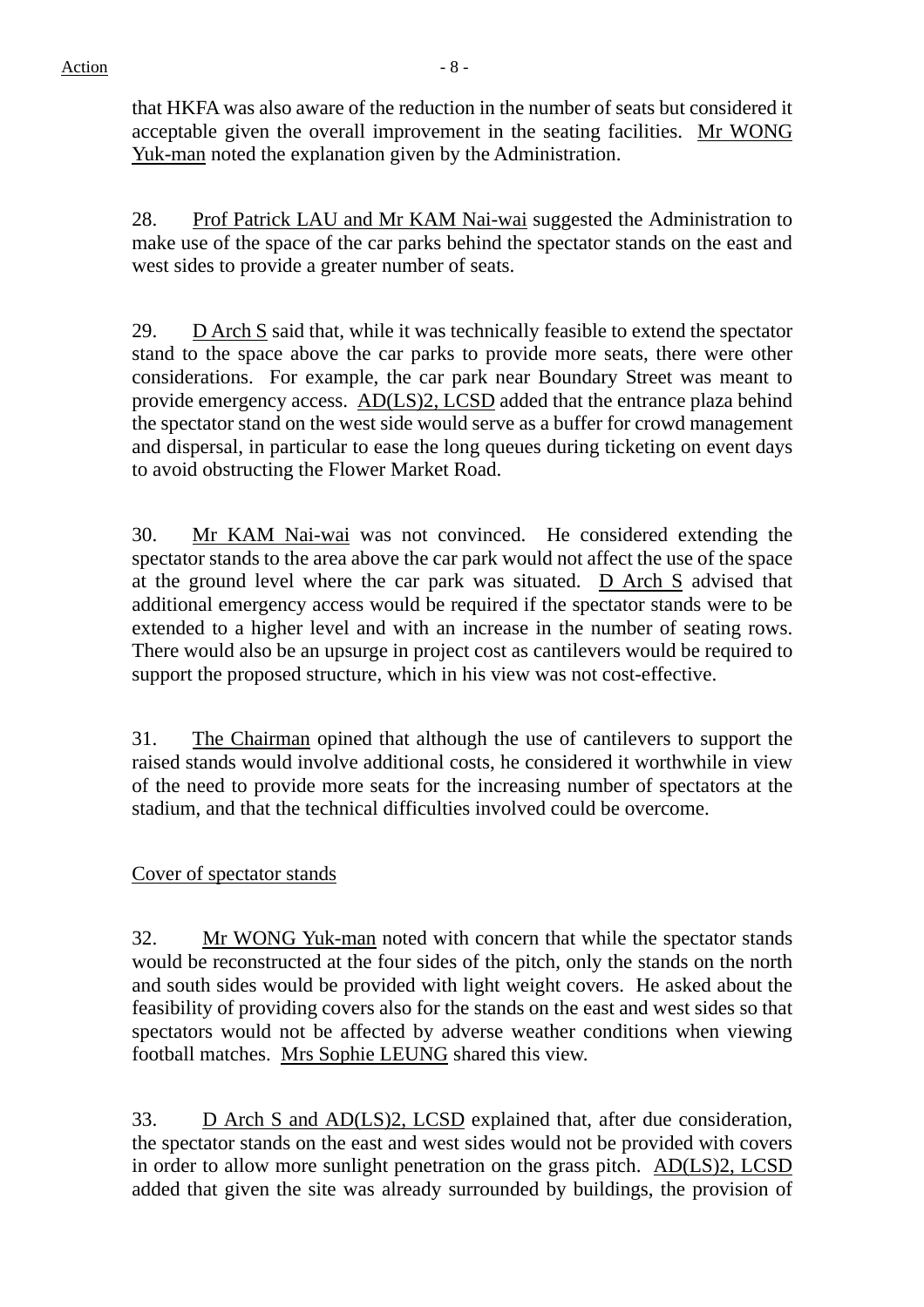that HKFA was also aware of the reduction in the number of seats but considered it acceptable given the overall improvement in the seating facilities. Mr WONG Yuk-man noted the explanation given by the Administration.

28. Prof Patrick LAU and Mr KAM Nai-wai suggested the Administration to make use of the space of the car parks behind the spectator stands on the east and west sides to provide a greater number of seats.

29. D Arch S said that, while it was technically feasible to extend the spectator stand to the space above the car parks to provide more seats, there were other considerations. For example, the car park near Boundary Street was meant to provide emergency access. AD(LS)2, LCSD added that the entrance plaza behind the spectator stand on the west side would serve as a buffer for crowd management and dispersal, in particular to ease the long queues during ticketing on event days to avoid obstructing the Flower Market Road.

30. Mr KAM Nai-wai was not convinced. He considered extending the spectator stands to the area above the car park would not affect the use of the space at the ground level where the car park was situated. D Arch S advised that additional emergency access would be required if the spectator stands were to be extended to a higher level and with an increase in the number of seating rows. There would also be an upsurge in project cost as cantilevers would be required to support the proposed structure, which in his view was not cost-effective.

31. The Chairman opined that although the use of cantilevers to support the raised stands would involve additional costs, he considered it worthwhile in view of the need to provide more seats for the increasing number of spectators at the stadium, and that the technical difficulties involved could be overcome.

Cover of spectator stands

32. Mr WONG Yuk-man noted with concern that while the spectator stands would be reconstructed at the four sides of the pitch, only the stands on the north and south sides would be provided with light weight covers. He asked about the feasibility of providing covers also for the stands on the east and west sides so that spectators would not be affected by adverse weather conditions when viewing football matches. Mrs Sophie LEUNG shared this view.

33. D Arch S and AD(LS)2, LCSD explained that, after due consideration, the spectator stands on the east and west sides would not be provided with covers in order to allow more sunlight penetration on the grass pitch. AD(LS)2, LCSD added that given the site was already surrounded by buildings, the provision of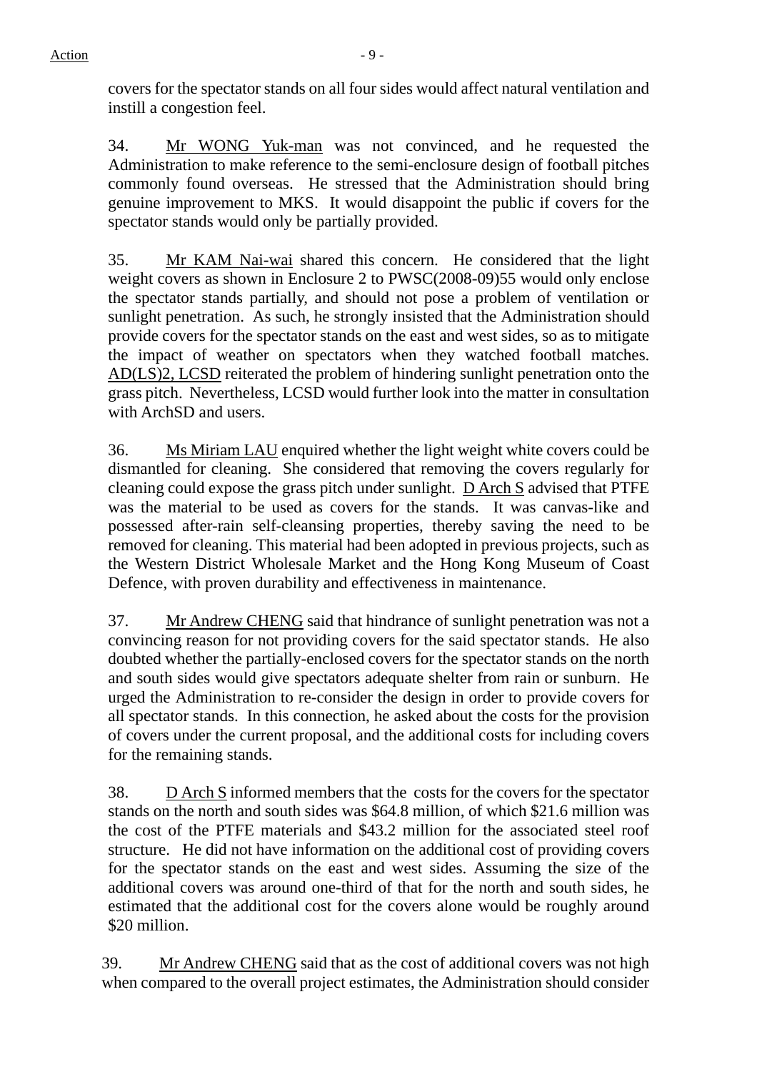covers for the spectator stands on all four sides would affect natural ventilation and instill a congestion feel.

34. Mr WONG Yuk-man was not convinced, and he requested the Administration to make reference to the semi-enclosure design of football pitches commonly found overseas. He stressed that the Administration should bring genuine improvement to MKS. It would disappoint the public if covers for the spectator stands would only be partially provided.

35. Mr KAM Nai-wai shared this concern. He considered that the light weight covers as shown in Enclosure 2 to PWSC(2008-09)55 would only enclose the spectator stands partially, and should not pose a problem of ventilation or sunlight penetration. As such, he strongly insisted that the Administration should provide covers for the spectator stands on the east and west sides, so as to mitigate the impact of weather on spectators when they watched football matches. AD(LS)2, LCSD reiterated the problem of hindering sunlight penetration onto the grass pitch. Nevertheless, LCSD would further look into the matter in consultation with ArchSD and users.

36. Ms Miriam LAU enquired whether the light weight white covers could be dismantled for cleaning. She considered that removing the covers regularly for cleaning could expose the grass pitch under sunlight. D Arch S advised that PTFE was the material to be used as covers for the stands. It was canvas-like and possessed after-rain self-cleansing properties, thereby saving the need to be removed for cleaning. This material had been adopted in previous projects, such as the Western District Wholesale Market and the Hong Kong Museum of Coast Defence, with proven durability and effectiveness in maintenance.

37. Mr Andrew CHENG said that hindrance of sunlight penetration was not a convincing reason for not providing covers for the said spectator stands. He also doubted whether the partially-enclosed covers for the spectator stands on the north and south sides would give spectators adequate shelter from rain or sunburn. He urged the Administration to re-consider the design in order to provide covers for all spectator stands. In this connection, he asked about the costs for the provision of covers under the current proposal, and the additional costs for including covers for the remaining stands.

38. D Arch S informed members that the costs for the covers for the spectator stands on the north and south sides was $64.8 million, of which $21.6 million was the cost of the PTFE materials and $43.2 million for the associated steel roof structure. He did not have information on the additional cost of providing covers for the spectator stands on the east and west sides. Assuming the size of the additional covers was around one-third of that for the north and south sides, he estimated that the additional cost for the covers alone would be roughly around $20 million.

39. Mr Andrew CHENG said that as the cost of additional covers was not high when compared to the overall project estimates, the Administration should consider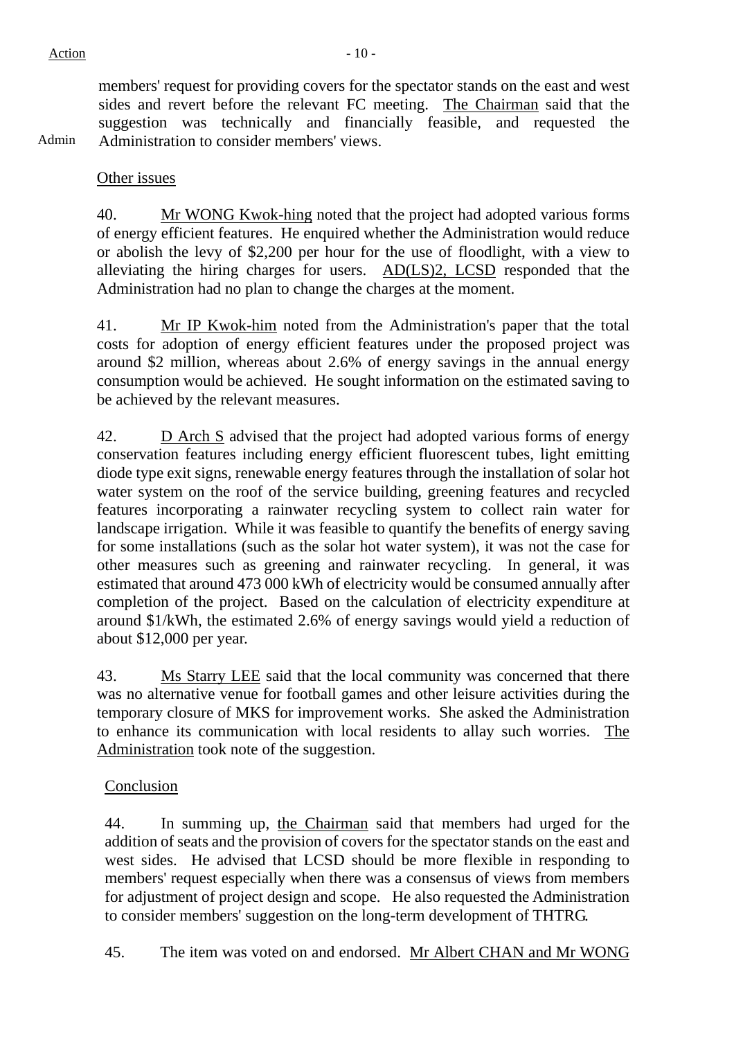members' request for providing covers for the spectator stands on the east and west sides and revert before the relevant FC meeting. The Chairman said that the suggestion was technically and financially feasible, and requested the Administration to consider members' views.

Admin

Other issues

40. Mr WONG Kwok-hing noted that the project had adopted various forms of energy efficient features. He enquired whether the Administration would reduce or abolish the levy of $2,200 per hour for the use of floodlight, with a view to alleviating the hiring charges for users. AD(LS)2, LCSD responded that the Administration had no plan to change the charges at the moment.

41. Mr IP Kwok-him noted from the Administration's paper that the total costs for adoption of energy efficient features under the proposed project was around $2 million, whereas about 2.6% of energy savings in the annual energy consumption would be achieved. He sought information on the estimated saving to be achieved by the relevant measures.

42. D Arch S advised that the project had adopted various forms of energy conservation features including energy efficient fluorescent tubes, light emitting diode type exit signs, renewable energy features through the installation of solar hot water system on the roof of the service building, greening features and recycled features incorporating a rainwater recycling system to collect rain water for landscape irrigation. While it was feasible to quantify the benefits of energy saving for some installations (such as the solar hot water system), it was not the case for other measures such as greening and rainwater recycling. In general, it was estimated that around 473 000 kWh of electricity would be consumed annually after completion of the project. Based on the calculation of electricity expenditure at around $1/kWh, the estimated 2.6% of energy savings would yield a reduction of about $12,000 per year.

43. Ms Starry LEE said that the local community was concerned that there was no alternative venue for football games and other leisure activities during the temporary closure of MKS for improvement works. She asked the Administration to enhance its communication with local residents to allay such worries. The Administration took note of the suggestion.

Conclusion

44. In summing up, the Chairman said that members had urged for the addition of seats and the provision of covers for the spectator stands on the east and west sides. He advised that LCSD should be more flexible in responding to members' request especially when there was a consensus of views from members for adjustment of project design and scope. He also requested the Administration to consider members' suggestion on the long-term development of THTRG.

45. The item was voted on and endorsed. Mr Albert CHAN and Mr WONG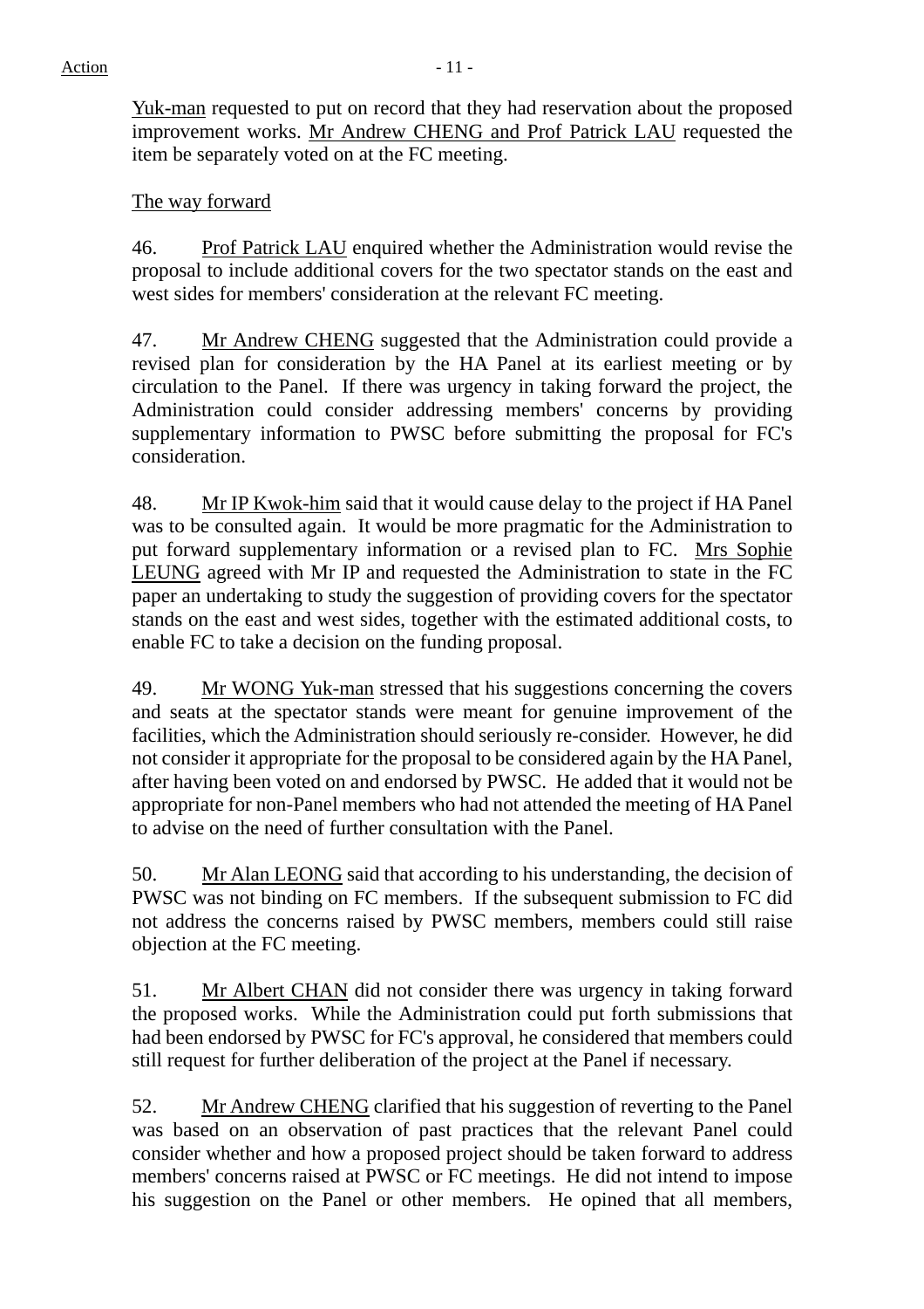Yuk-man requested to put on record that they had reservation about the proposed improvement works. Mr Andrew CHENG and Prof Patrick LAU requested the item be separately voted on at the FC meeting.

The way forward

46. Prof Patrick LAU enquired whether the Administration would revise the proposal to include additional covers for the two spectator stands on the east and west sides for members' consideration at the relevant FC meeting.

47. Mr Andrew CHENG suggested that the Administration could provide a revised plan for consideration by the HA Panel at its earliest meeting or by circulation to the Panel. If there was urgency in taking forward the project, the Administration could consider addressing members' concerns by providing supplementary information to PWSC before submitting the proposal for FC's consideration.

48. Mr IP Kwok-him said that it would cause delay to the project if HA Panel was to be consulted again. It would be more pragmatic for the Administration to put forward supplementary information or a revised plan to FC. Mrs Sophie LEUNG agreed with Mr IP and requested the Administration to state in the FC paper an undertaking to study the suggestion of providing covers for the spectator stands on the east and west sides, together with the estimated additional costs, to enable FC to take a decision on the funding proposal.

49. Mr WONG Yuk-man stressed that his suggestions concerning the covers and seats at the spectator stands were meant for genuine improvement of the facilities, which the Administration should seriously re-consider. However, he did not consider it appropriate for the proposal to be considered again by the HA Panel, after having been voted on and endorsed by PWSC. He added that it would not be appropriate for non-Panel members who had not attended the meeting of HA Panel to advise on the need of further consultation with the Panel.

50. Mr Alan LEONG said that according to his understanding, the decision of PWSC was not binding on FC members. If the subsequent submission to FC did not address the concerns raised by PWSC members, members could still raise objection at the FC meeting.

51. Mr Albert CHAN did not consider there was urgency in taking forward the proposed works. While the Administration could put forth submissions that had been endorsed by PWSC for FC's approval, he considered that members could still request for further deliberation of the project at the Panel if necessary.

52. Mr Andrew CHENG clarified that his suggestion of reverting to the Panel was based on an observation of past practices that the relevant Panel could consider whether and how a proposed project should be taken forward to address members' concerns raised at PWSC or FC meetings. He did not intend to impose his suggestion on the Panel or other members. He opined that all members,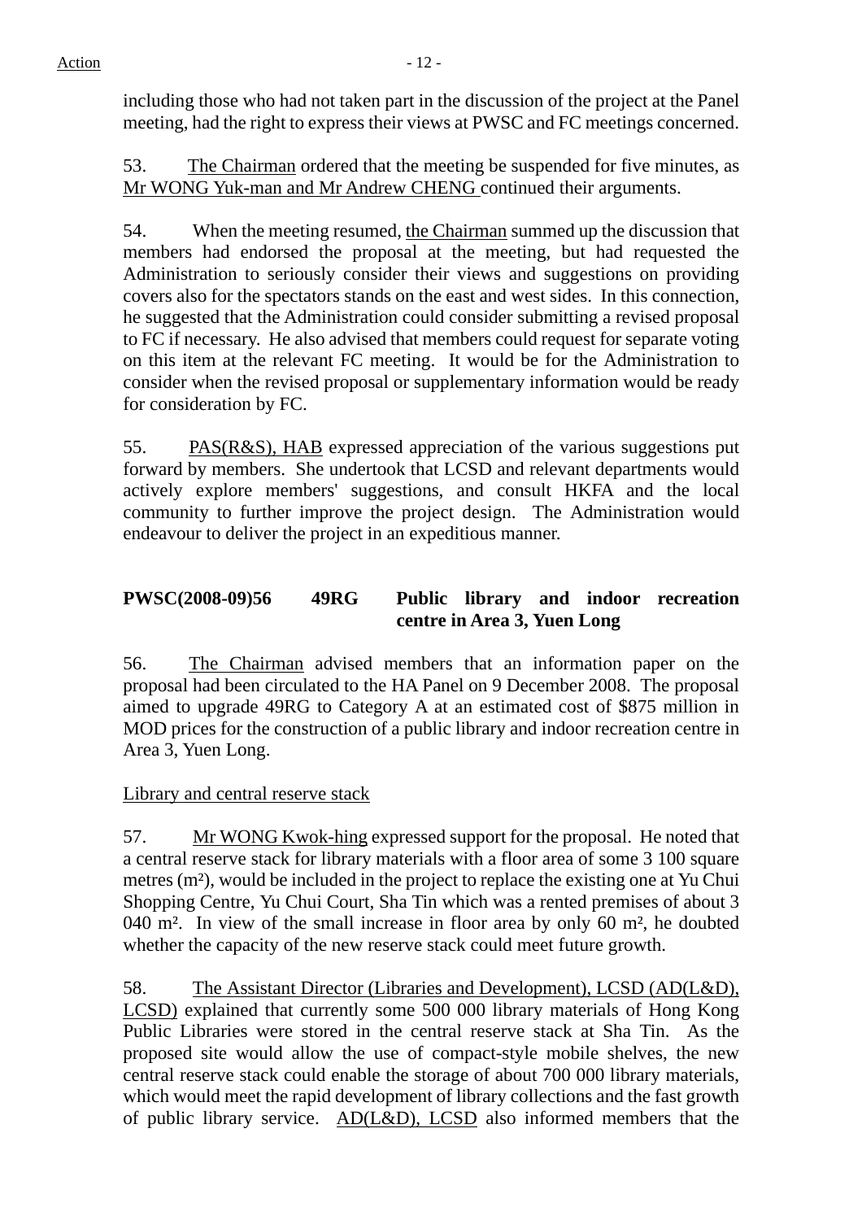including those who had not taken part in the discussion of the project at the Panel meeting, had the right to express their views at PWSC and FC meetings concerned.

53. The Chairman ordered that the meeting be suspended for five minutes, as Mr WONG Yuk-man and Mr Andrew CHENG continued their arguments.

54. When the meeting resumed, the Chairman summed up the discussion that members had endorsed the proposal at the meeting, but had requested the Administration to seriously consider their views and suggestions on providing covers also for the spectators stands on the east and west sides. In this connection, he suggested that the Administration could consider submitting a revised proposal to FC if necessary. He also advised that members could request for separate voting on this item at the relevant FC meeting. It would be for the Administration to consider when the revised proposal or supplementary information would be ready for consideration by FC.

55. PAS(R&S), HAB expressed appreciation of the various suggestions put forward by members. She undertook that LCSD and relevant departments would actively explore members' suggestions, and consult HKFA and the local community to further improve the project design. The Administration would endeavour to deliver the project in an expeditious manner.

**PWSC(2008-09)56 49RG Public library and indoor recreation centre in Area 3, Yuen Long**

56. The Chairman advised members that an information paper on the proposal had been circulated to the HA Panel on 9 December 2008. The proposal aimed to upgrade 49RG to Category A at an estimated cost of $875 million in MOD prices for the construction of a public library and indoor recreation centre in Area 3, Yuen Long.

Library and central reserve stack

57. Mr WONG Kwok-hing expressed support for the proposal. He noted that a central reserve stack for library materials with a floor area of some 3 100 square metres (m²), would be included in the project to replace the existing one at Yu Chui Shopping Centre, Yu Chui Court, Sha Tin which was a rented premises of about 3 040 m². In view of the small increase in floor area by only 60 m², he doubted whether the capacity of the new reserve stack could meet future growth.

58. The Assistant Director (Libraries and Development), LCSD (AD(L&D), LCSD) explained that currently some 500 000 library materials of Hong Kong Public Libraries were stored in the central reserve stack at Sha Tin. As the proposed site would allow the use of compact-style mobile shelves, the new central reserve stack could enable the storage of about 700 000 library materials, which would meet the rapid development of library collections and the fast growth of public library service. AD(L&D), LCSD also informed members that the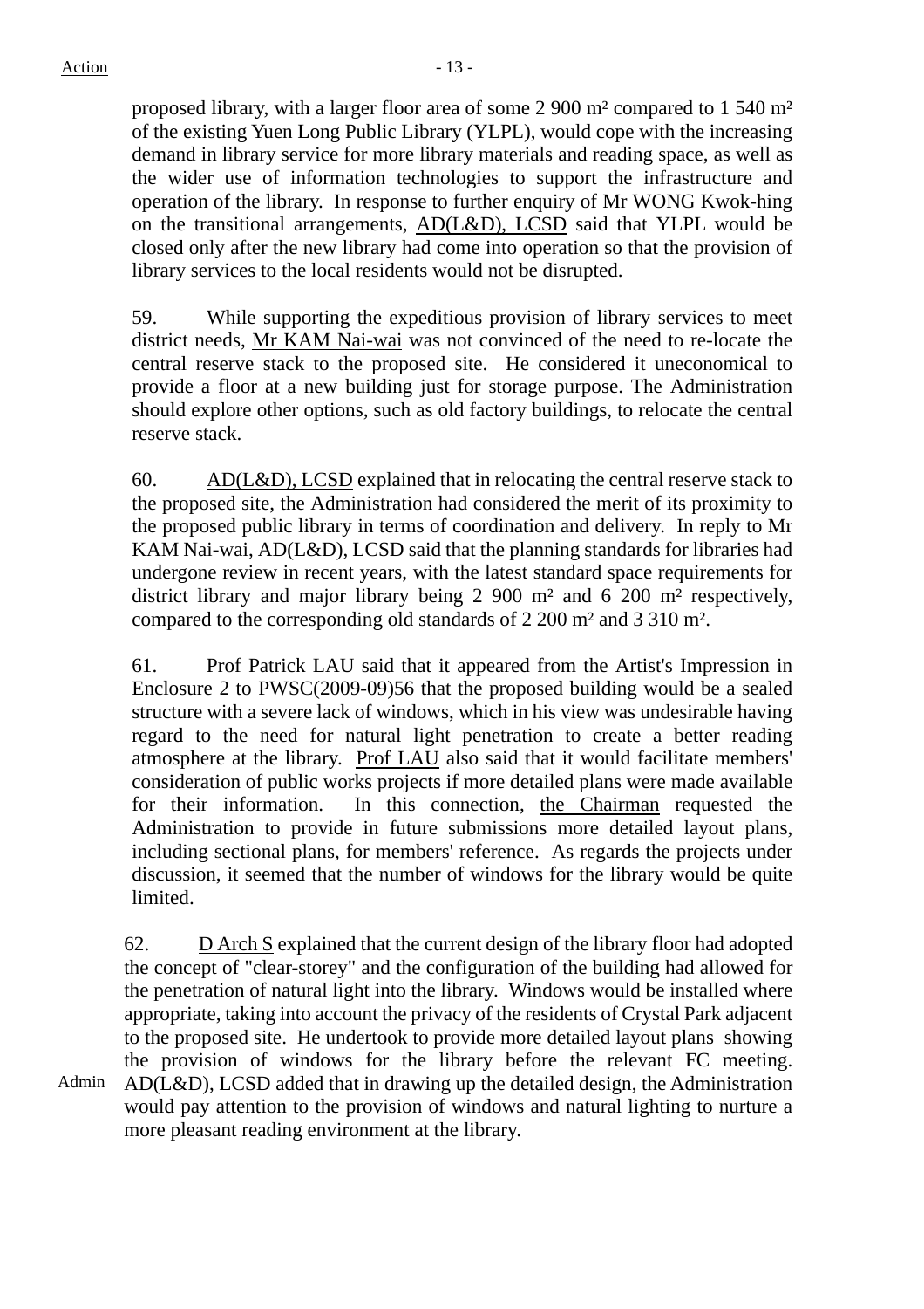proposed library, with a larger floor area of some 2 900 m² compared to 1 540 m² of the existing Yuen Long Public Library (YLPL), would cope with the increasing demand in library service for more library materials and reading space, as well as the wider use of information technologies to support the infrastructure and operation of the library. In response to further enquiry of Mr WONG Kwok-hing on the transitional arrangements, AD(L&D), LCSD said that YLPL would be closed only after the new library had come into operation so that the provision of library services to the local residents would not be disrupted.

59. While supporting the expeditious provision of library services to meet district needs, Mr KAM Nai-wai was not convinced of the need to re-locate the central reserve stack to the proposed site. He considered it uneconomical to provide a floor at a new building just for storage purpose. The Administration should explore other options, such as old factory buildings, to relocate the central reserve stack.

60. AD(L&D), LCSD explained that in relocating the central reserve stack to the proposed site, the Administration had considered the merit of its proximity to the proposed public library in terms of coordination and delivery. In reply to Mr KAM Nai-wai, AD(L&D), LCSD said that the planning standards for libraries had undergone review in recent years, with the latest standard space requirements for district library and major library being 2 900 m² and 6 200 m² respectively, compared to the corresponding old standards of 2 200 m² and 3 310 m².

61. Prof Patrick LAU said that it appeared from the Artist's Impression in Enclosure 2 to PWSC(2009-09)56 that the proposed building would be a sealed structure with a severe lack of windows, which in his view was undesirable having regard to the need for natural light penetration to create a better reading atmosphere at the library. Prof LAU also said that it would facilitate members' consideration of public works projects if more detailed plans were made available for their information. In this connection, the Chairman requested the Administration to provide in future submissions more detailed layout plans, including sectional plans, for members' reference. As regards the projects under discussion, it seemed that the number of windows for the library would be quite limited.

62. D Arch S explained that the current design of the library floor had adopted the concept of "clear-storey" and the configuration of the building had allowed for the penetration of natural light into the library. Windows would be installed where appropriate, taking into account the privacy of the residents of Crystal Park adjacent to the proposed site. He undertook to provide more detailed layout plans showing the provision of windows for the library before the relevant FC meeting. AD(L&D), LCSD added that in drawing up the detailed design, the Administration would pay attention to the provision of windows and natural lighting to nurture a more pleasant reading environment at the library.

Admin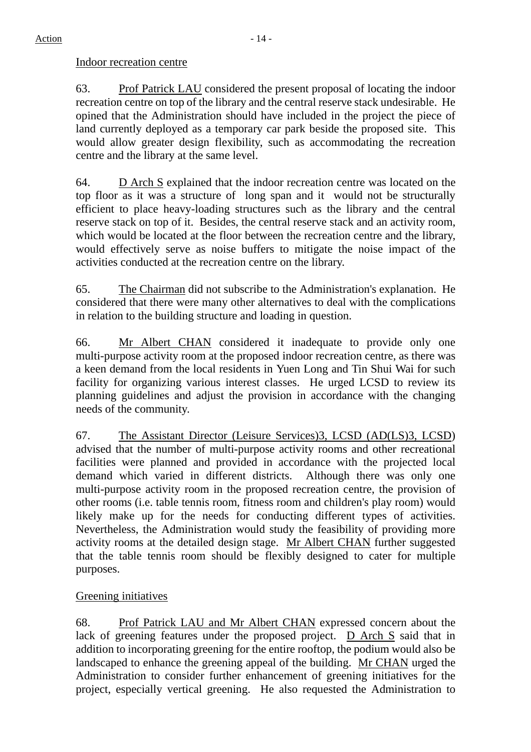Action

Indoor recreation centre

63. Prof Patrick LAU considered the present proposal of locating the indoor recreation centre on top of the library and the central reserve stack undesirable. He opined that the Administration should have included in the project the piece of land currently deployed as a temporary car park beside the proposed site. This would allow greater design flexibility, such as accommodating the recreation centre and the library at the same level.

64. D Arch S explained that the indoor recreation centre was located on the top floor as it was a structure of long span and it would not be structurally efficient to place heavy-loading structures such as the library and the central reserve stack on top of it. Besides, the central reserve stack and an activity room, which would be located at the floor between the recreation centre and the library, would effectively serve as noise buffers to mitigate the noise impact of the activities conducted at the recreation centre on the library.

65. The Chairman did not subscribe to the Administration's explanation. He considered that there were many other alternatives to deal with the complications in relation to the building structure and loading in question.

66. Mr Albert CHAN considered it inadequate to provide only one multi-purpose activity room at the proposed indoor recreation centre, as there was a keen demand from the local residents in Yuen Long and Tin Shui Wai for such facility for organizing various interest classes. He urged LCSD to review its planning guidelines and adjust the provision in accordance with the changing needs of the community.

67. The Assistant Director (Leisure Services)3, LCSD (AD(LS)3, LCSD) advised that the number of multi-purpose activity rooms and other recreational facilities were planned and provided in accordance with the projected local demand which varied in different districts. Although there was only one multi-purpose activity room in the proposed recreation centre, the provision of other rooms (i.e. table tennis room, fitness room and children's play room) would likely make up for the needs for conducting different types of activities. Nevertheless, the Administration would study the feasibility of providing more activity rooms at the detailed design stage. Mr Albert CHAN further suggested that the table tennis room should be flexibly designed to cater for multiple purposes.

Greening initiatives

68. Prof Patrick LAU and Mr Albert CHAN expressed concern about the lack of greening features under the proposed project. D Arch S said that in addition to incorporating greening for the entire rooftop, the podium would also be landscaped to enhance the greening appeal of the building. Mr CHAN urged the Administration to consider further enhancement of greening initiatives for the project, especially vertical greening. He also requested the Administration to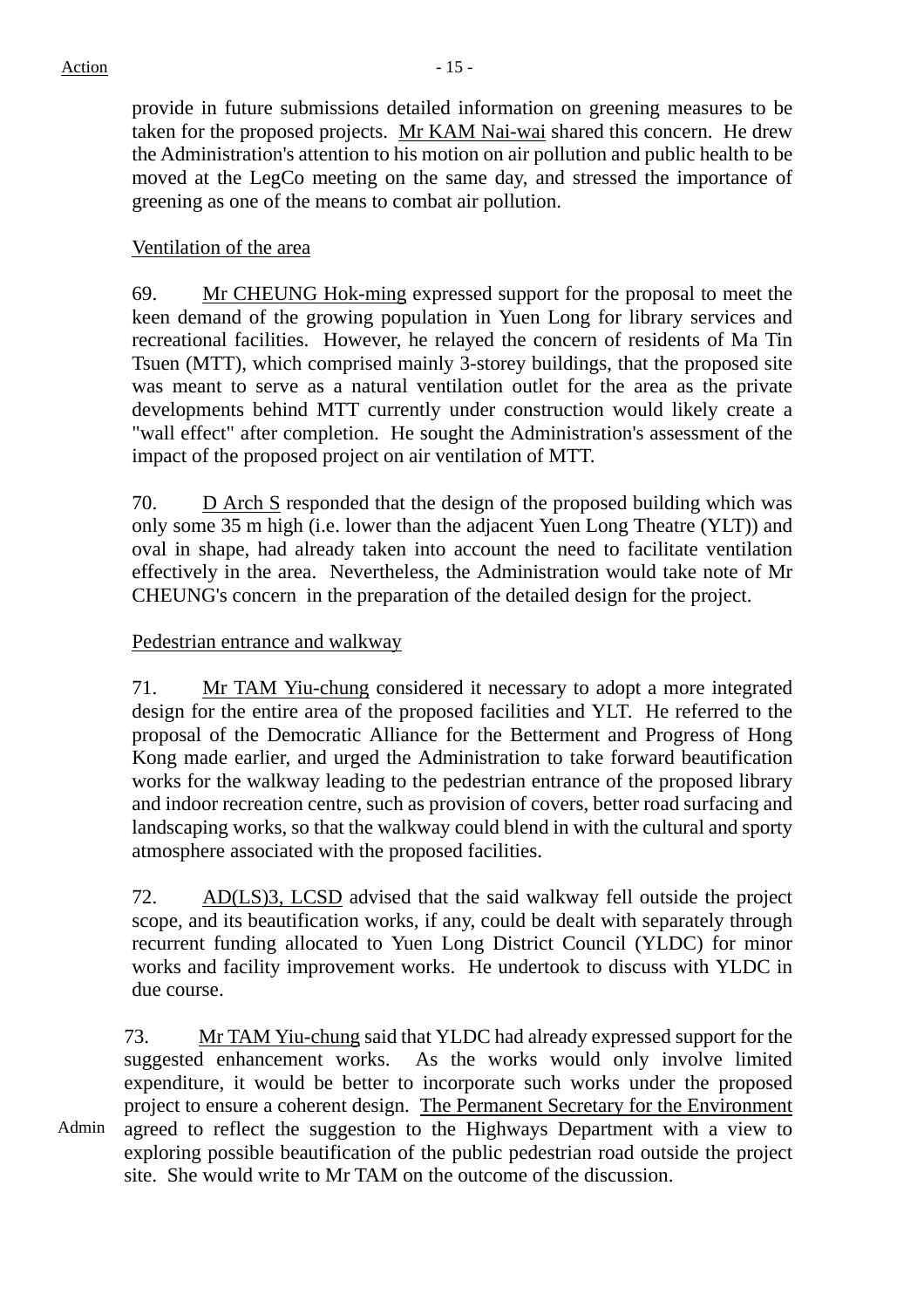provide in future submissions detailed information on greening measures to be taken for the proposed projects. Mr KAM Nai-wai shared this concern. He drew the Administration's attention to his motion on air pollution and public health to be moved at the LegCo meeting on the same day, and stressed the importance of greening as one of the means to combat air pollution.

Ventilation of the area

69. Mr CHEUNG Hok-ming expressed support for the proposal to meet the keen demand of the growing population in Yuen Long for library services and recreational facilities. However, he relayed the concern of residents of Ma Tin Tsuen (MTT), which comprised mainly 3-storey buildings, that the proposed site was meant to serve as a natural ventilation outlet for the area as the private developments behind MTT currently under construction would likely create a "wall effect" after completion. He sought the Administration's assessment of the impact of the proposed project on air ventilation of MTT.

70. D Arch S responded that the design of the proposed building which was only some 35 m high (i.e. lower than the adjacent Yuen Long Theatre (YLT)) and oval in shape, had already taken into account the need to facilitate ventilation effectively in the area. Nevertheless, the Administration would take note of Mr CHEUNG's concern in the preparation of the detailed design for the project.

Pedestrian entrance and walkway

71. Mr TAM Yiu-chung considered it necessary to adopt a more integrated design for the entire area of the proposed facilities and YLT. He referred to the proposal of the Democratic Alliance for the Betterment and Progress of Hong Kong made earlier, and urged the Administration to take forward beautification works for the walkway leading to the pedestrian entrance of the proposed library and indoor recreation centre, such as provision of covers, better road surfacing and landscaping works, so that the walkway could blend in with the cultural and sporty atmosphere associated with the proposed facilities.

72. AD(LS)3, LCSD advised that the said walkway fell outside the project scope, and its beautification works, if any, could be dealt with separately through recurrent funding allocated to Yuen Long District Council (YLDC) for minor works and facility improvement works. He undertook to discuss with YLDC in due course.

73. Mr TAM Yiu-chung said that YLDC had already expressed support for the suggested enhancement works. As the works would only involve limited expenditure, it would be better to incorporate such works under the proposed project to ensure a coherent design. The Permanent Secretary for the Environment agreed to reflect the suggestion to the Highways Department with a view to exploring possible beautification of the public pedestrian road outside the project site. She would write to Mr TAM on the outcome of the discussion.

Admin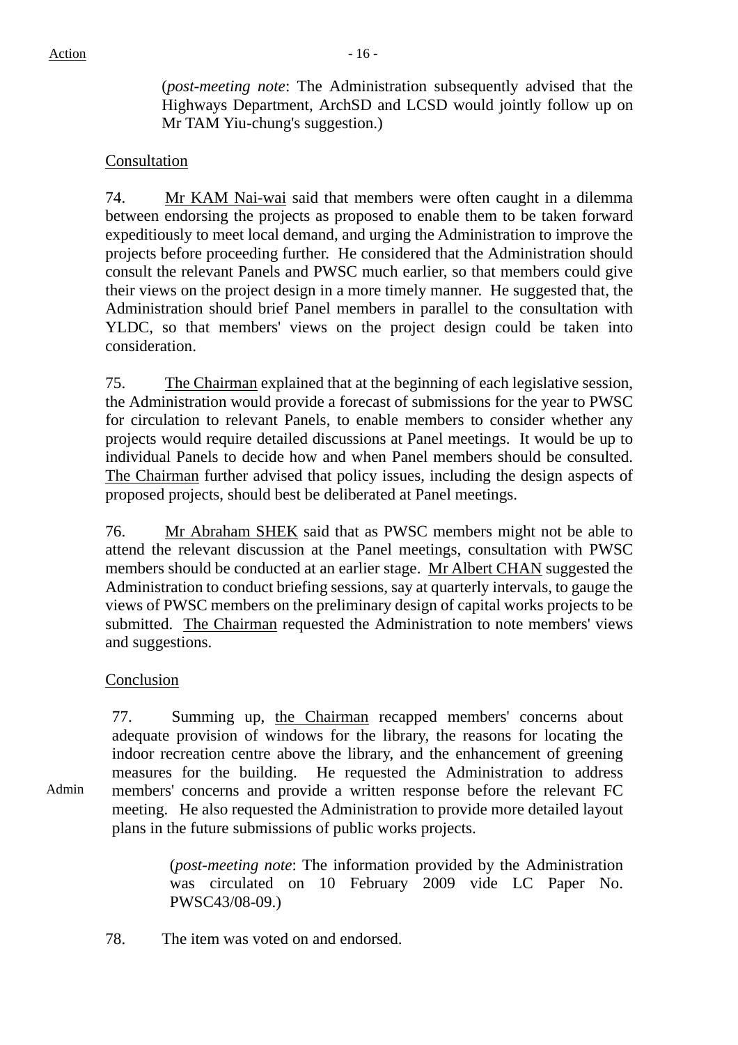(*post-meeting note*: The Administration subsequently advised that the Highways Department, ArchSD and LCSD would jointly follow up on Mr TAM Yiu-chung's suggestion.)

Consultation

74. Mr KAM Nai-wai said that members were often caught in a dilemma between endorsing the projects as proposed to enable them to be taken forward expeditiously to meet local demand, and urging the Administration to improve the projects before proceeding further. He considered that the Administration should consult the relevant Panels and PWSC much earlier, so that members could give their views on the project design in a more timely manner. He suggested that, the Administration should brief Panel members in parallel to the consultation with YLDC, so that members' views on the project design could be taken into consideration.

75. The Chairman explained that at the beginning of each legislative session, the Administration would provide a forecast of submissions for the year to PWSC for circulation to relevant Panels, to enable members to consider whether any projects would require detailed discussions at Panel meetings. It would be up to individual Panels to decide how and when Panel members should be consulted. The Chairman further advised that policy issues, including the design aspects of proposed projects, should best be deliberated at Panel meetings.

76. Mr Abraham SHEK said that as PWSC members might not be able to attend the relevant discussion at the Panel meetings, consultation with PWSC members should be conducted at an earlier stage. Mr Albert CHAN suggested the Administration to conduct briefing sessions, say at quarterly intervals, to gauge the views of PWSC members on the preliminary design of capital works projects to be submitted. The Chairman requested the Administration to note members' views and suggestions.

Conclusion

Admin

77. Summing up, the Chairman recapped members' concerns about adequate provision of windows for the library, the reasons for locating the indoor recreation centre above the library, and the enhancement of greening measures for the building. He requested the Administration to address members' concerns and provide a written response before the relevant FC meeting. He also requested the Administration to provide more detailed layout plans in the future submissions of public works projects.

(*post-meeting note*: The information provided by the Administration was circulated on 10 February 2009 vide LC Paper No. PWSC43/08-09.)

78. The item was voted on and endorsed.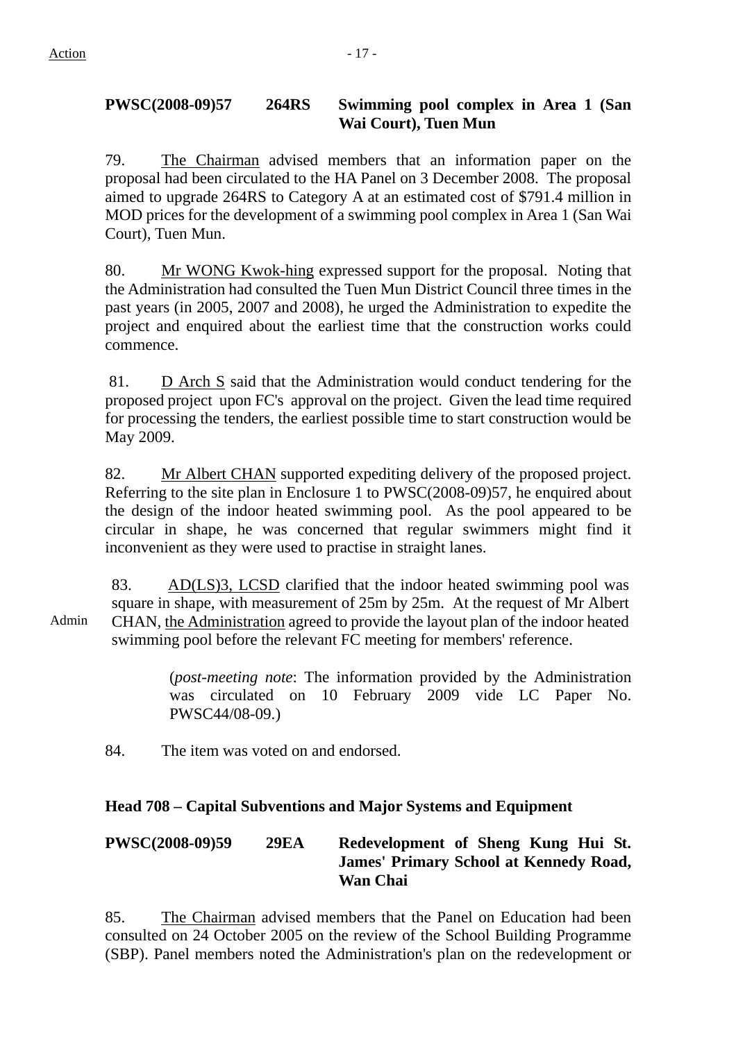Action

**PWSC(2008-09)57 264RS Swimming pool complex in Area 1 (San Wai Court), Tuen Mun**

79. The Chairman advised members that an information paper on the proposal had been circulated to the HA Panel on 3 December 2008. The proposal aimed to upgrade 264RS to Category A at an estimated cost of $791.4 million in MOD prices for the development of a swimming pool complex in Area 1 (San Wai Court), Tuen Mun.

80. Mr WONG Kwok-hing expressed support for the proposal. Noting that the Administration had consulted the Tuen Mun District Council three times in the past years (in 2005, 2007 and 2008), he urged the Administration to expedite the project and enquired about the earliest time that the construction works could commence.

81. D Arch S said that the Administration would conduct tendering for the proposed project upon FC's approval on the project. Given the lead time required for processing the tenders, the earliest possible time to start construction would be May 2009.

82. Mr Albert CHAN supported expediting delivery of the proposed project. Referring to the site plan in Enclosure 1 to PWSC(2008-09)57, he enquired about the design of the indoor heated swimming pool. As the pool appeared to be circular in shape, he was concerned that regular swimmers might find it inconvenient as they were used to practise in straight lanes.

83. AD(LS)3, LCSD clarified that the indoor heated swimming pool was square in shape, with measurement of 25m by 25m. At the request of Mr Albert CHAN, the Administration agreed to provide the layout plan of the indoor heated swimming pool before the relevant FC meeting for members' reference.

Admin

(*post-meeting note*: The information provided by the Administration was circulated on 10 February 2009 vide LC Paper No. PWSC44/08-09.)

84. The item was voted on and endorsed.

**Head 708 – Capital Subventions and Major Systems and Equipment**

**PWSC(2008-09)59 29EA Redevelopment of Sheng Kung Hui St. James' Primary School at Kennedy Road, Wan Chai**

85. The Chairman advised members that the Panel on Education had been consulted on 24 October 2005 on the review of the School Building Programme (SBP). Panel members noted the Administration's plan on the redevelopment or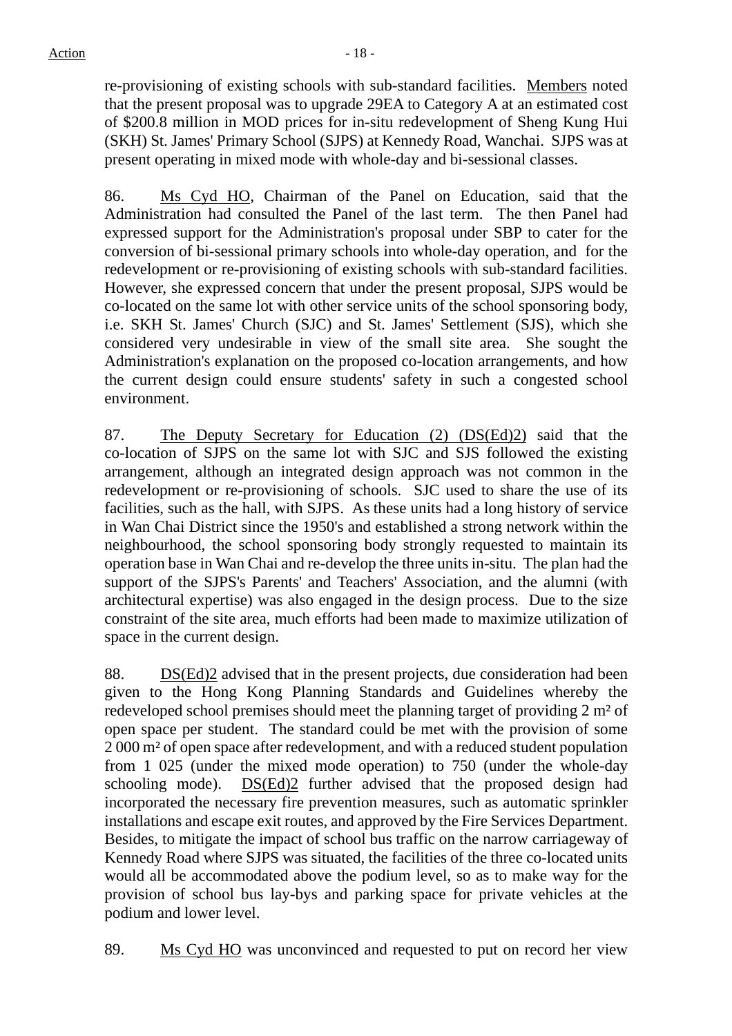re-provisioning of existing schools with sub-standard facilities. Members noted that the present proposal was to upgrade 29EA to Category A at an estimated cost of $200.8 million in MOD prices for in-situ redevelopment of Sheng Kung Hui (SKH) St. James' Primary School (SJPS) at Kennedy Road, Wanchai. SJPS was at present operating in mixed mode with whole-day and bi-sessional classes.

86. Ms Cyd HO, Chairman of the Panel on Education, said that the Administration had consulted the Panel of the last term. The then Panel had expressed support for the Administration's proposal under SBP to cater for the conversion of bi-sessional primary schools into whole-day operation, and for the redevelopment or re-provisioning of existing schools with sub-standard facilities. However, she expressed concern that under the present proposal, SJPS would be co-located on the same lot with other service units of the school sponsoring body, i.e. SKH St. James' Church (SJC) and St. James' Settlement (SJS), which she considered very undesirable in view of the small site area. She sought the Administration's explanation on the proposed co-location arrangements, and how the current design could ensure students' safety in such a congested school environment.

87. The Deputy Secretary for Education (2) (DS(Ed)2) said that the co-location of SJPS on the same lot with SJC and SJS followed the existing arrangement, although an integrated design approach was not common in the redevelopment or re-provisioning of schools. SJC used to share the use of its facilities, such as the hall, with SJPS. As these units had a long history of service in Wan Chai District since the 1950's and established a strong network within the neighbourhood, the school sponsoring body strongly requested to maintain its operation base in Wan Chai and re-develop the three units in-situ. The plan had the support of the SJPS's Parents' and Teachers' Association, and the alumni (with architectural expertise) was also engaged in the design process. Due to the size constraint of the site area, much efforts had been made to maximize utilization of space in the current design.

88. DS(Ed)2 advised that in the present projects, due consideration had been given to the Hong Kong Planning Standards and Guidelines whereby the redeveloped school premises should meet the planning target of providing 2 m² of open space per student. The standard could be met with the provision of some 2 000 m² of open space after redevelopment, and with a reduced student population from 1 025 (under the mixed mode operation) to 750 (under the whole-day schooling mode). DS(Ed)2 further advised that the proposed design had incorporated the necessary fire prevention measures, such as automatic sprinkler installations and escape exit routes, and approved by the Fire Services Department. Besides, to mitigate the impact of school bus traffic on the narrow carriageway of Kennedy Road where SJPS was situated, the facilities of the three co-located units would all be accommodated above the podium level, so as to make way for the provision of school bus lay-bys and parking space for private vehicles at the podium and lower level.

89. Ms Cyd HO was unconvinced and requested to put on record her view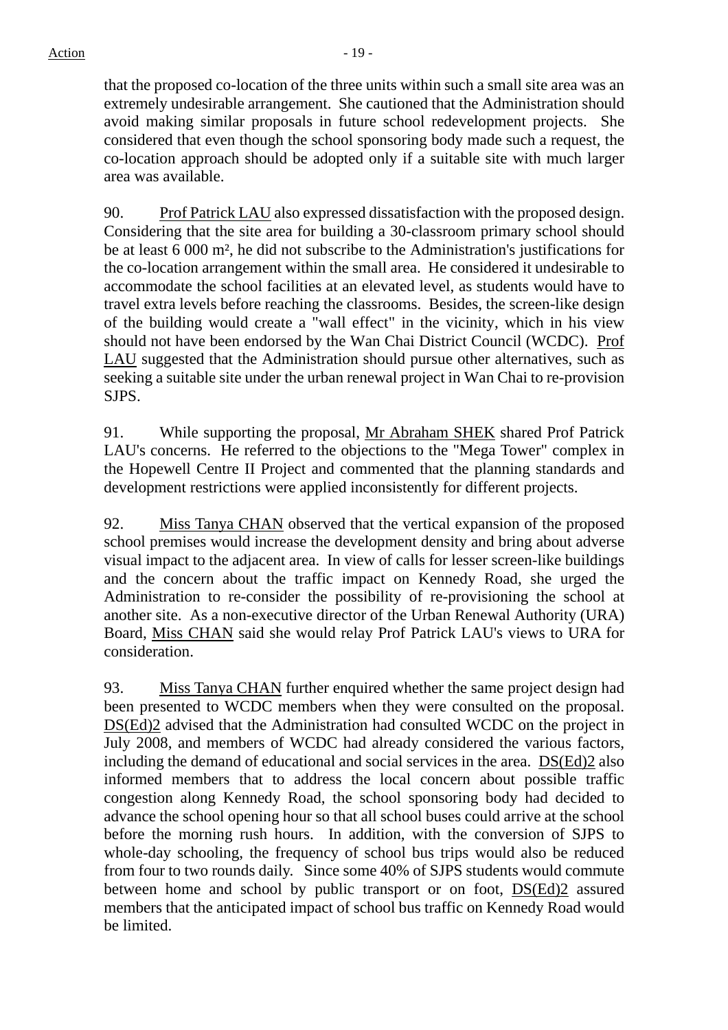that the proposed co-location of the three units within such a small site area was an extremely undesirable arrangement. She cautioned that the Administration should avoid making similar proposals in future school redevelopment projects. She considered that even though the school sponsoring body made such a request, the co-location approach should be adopted only if a suitable site with much larger area was available.

90. Prof Patrick LAU also expressed dissatisfaction with the proposed design. Considering that the site area for building a 30-classroom primary school should be at least 6 000 m², he did not subscribe to the Administration's justifications for the co-location arrangement within the small area. He considered it undesirable to accommodate the school facilities at an elevated level, as students would have to travel extra levels before reaching the classrooms. Besides, the screen-like design of the building would create a "wall effect" in the vicinity, which in his view should not have been endorsed by the Wan Chai District Council (WCDC). Prof LAU suggested that the Administration should pursue other alternatives, such as seeking a suitable site under the urban renewal project in Wan Chai to re-provision SJPS.

91. While supporting the proposal, Mr Abraham SHEK shared Prof Patrick LAU's concerns. He referred to the objections to the "Mega Tower" complex in the Hopewell Centre II Project and commented that the planning standards and development restrictions were applied inconsistently for different projects.

92. Miss Tanya CHAN observed that the vertical expansion of the proposed school premises would increase the development density and bring about adverse visual impact to the adjacent area. In view of calls for lesser screen-like buildings and the concern about the traffic impact on Kennedy Road, she urged the Administration to re-consider the possibility of re-provisioning the school at another site. As a non-executive director of the Urban Renewal Authority (URA) Board, Miss CHAN said she would relay Prof Patrick LAU's views to URA for consideration.

93. Miss Tanya CHAN further enquired whether the same project design had been presented to WCDC members when they were consulted on the proposal. DS(Ed)2 advised that the Administration had consulted WCDC on the project in July 2008, and members of WCDC had already considered the various factors, including the demand of educational and social services in the area. DS(Ed)2 also informed members that to address the local concern about possible traffic congestion along Kennedy Road, the school sponsoring body had decided to advance the school opening hour so that all school buses could arrive at the school before the morning rush hours. In addition, with the conversion of SJPS to whole-day schooling, the frequency of school bus trips would also be reduced from four to two rounds daily. Since some 40% of SJPS students would commute between home and school by public transport or on foot, DS(Ed)2 assured members that the anticipated impact of school bus traffic on Kennedy Road would be limited.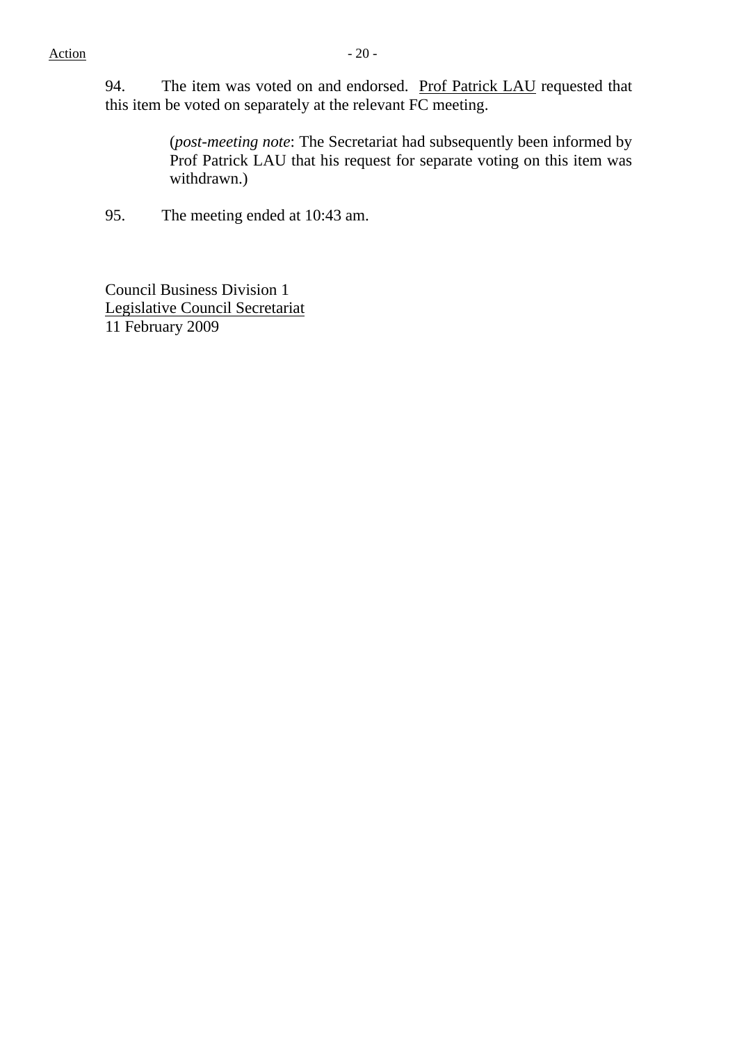Action

94. The item was voted on and endorsed. Prof Patrick LAU requested that this item be voted on separately at the relevant FC meeting.

> (*post-meeting note*: The Secretariat had subsequently been informed by Prof Patrick LAU that his request for separate voting on this item was withdrawn.)

95. The meeting ended at 10:43 am.

Council Business Division 1
Legislative Council Secretariat
11 February 2009